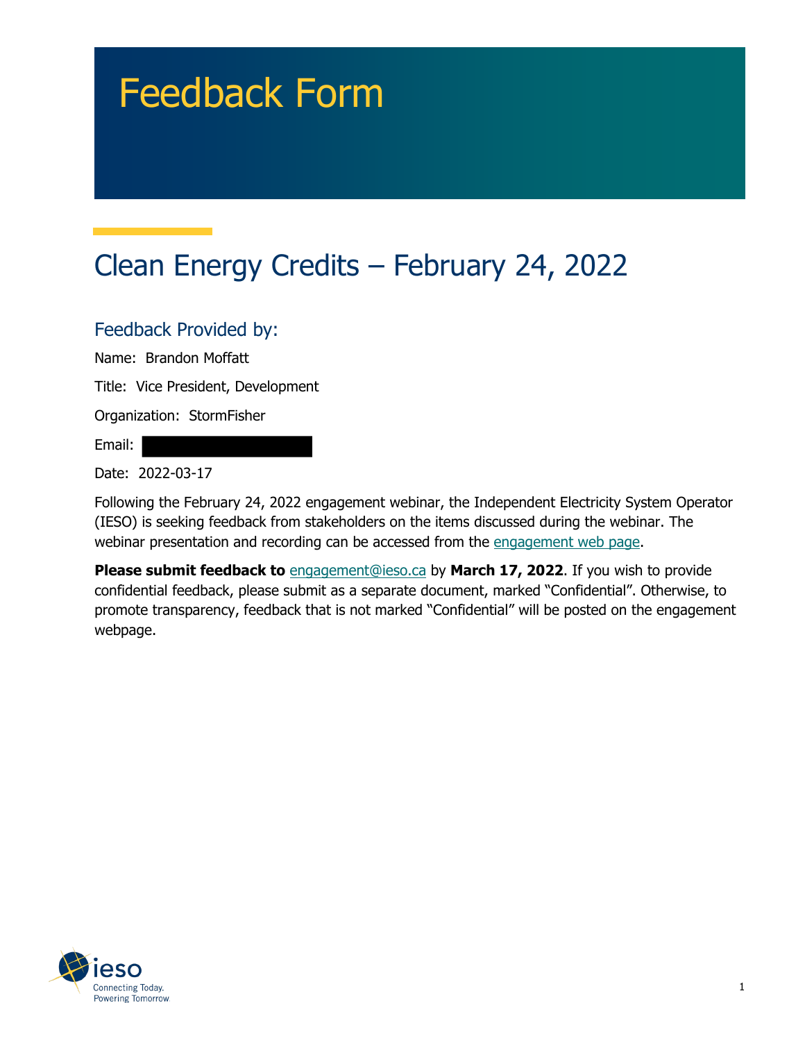# Feedback Form

## Clean Energy Credits – February 24, 2022

### Feedback Provided by:

Name: Brandon Moffatt

Title: Vice President, Development

Organization: StormFisher

Email:

Date: 2022-03-17

Following the February 24, 2022 engagement webinar, the Independent Electricity System Operator (IESO) is seeking feedback from stakeholders on the items discussed during the webinar. The webinar presentation and recording can be accessed from the engagement web page.

**Please submit feedback to** engagement@ieso.ca by **March 17, 2022**. If you wish to provide confidential feedback, please submit as a separate document, marked "Confidential". Otherwise, to promote transparency, feedback that is not marked "Confidential" will be posted on the engagement webpage.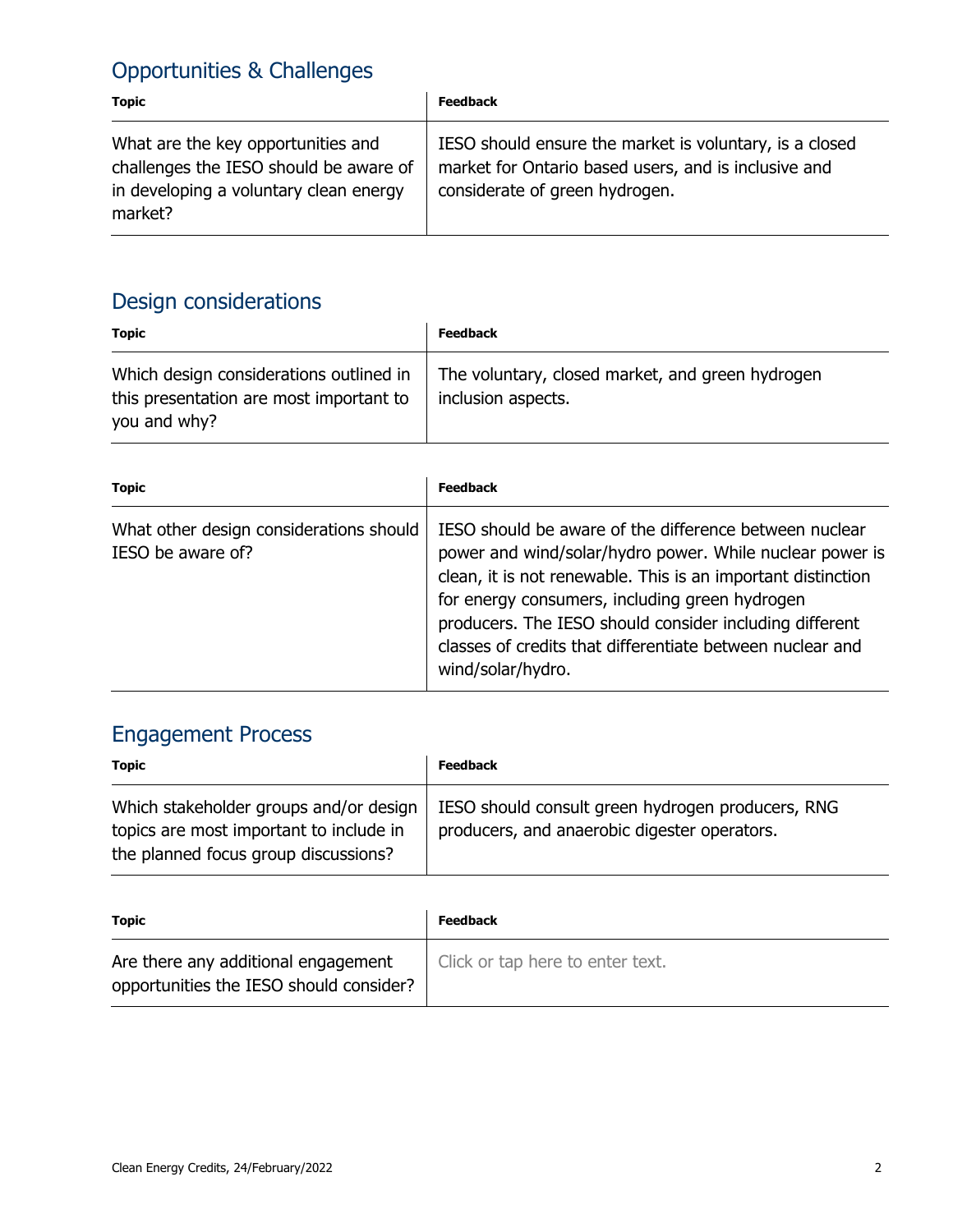## Opportunities & Challenges

| Topic | Feedback |
|---|---|
| What are the key opportunities and challenges the IESO should be aware of in developing a voluntary clean energy market? | IESO should ensure the market is voluntary, is a closed market for Ontario based users, and is inclusive and considerate of green hydrogen. |

## Design considerations

| Topic | Feedback |
|---|---|
| Which design considerations outlined in this presentation are most important to you and why? | The voluntary, closed market, and green hydrogen inclusion aspects. |

| Topic | Feedback |
|---|---|
| What other design considerations should IESO be aware of? | IESO should be aware of the difference between nuclear power and wind/solar/hydro power. While nuclear power is clean, it is not renewable. This is an important distinction for energy consumers, including green hydrogen producers. The IESO should consider including different classes of credits that differentiate between nuclear and wind/solar/hydro. |

## Engagement Process

| Topic | Feedback |
|---|---|
| Which stakeholder groups and/or design topics are most important to include in the planned focus group discussions? | IESO should consult green hydrogen producers, RNG producers, and anaerobic digester operators. |

| Topic | Feedback |
|---|---|
| Are there any additional engagement opportunities the IESO should consider? | Click or tap here to enter text. |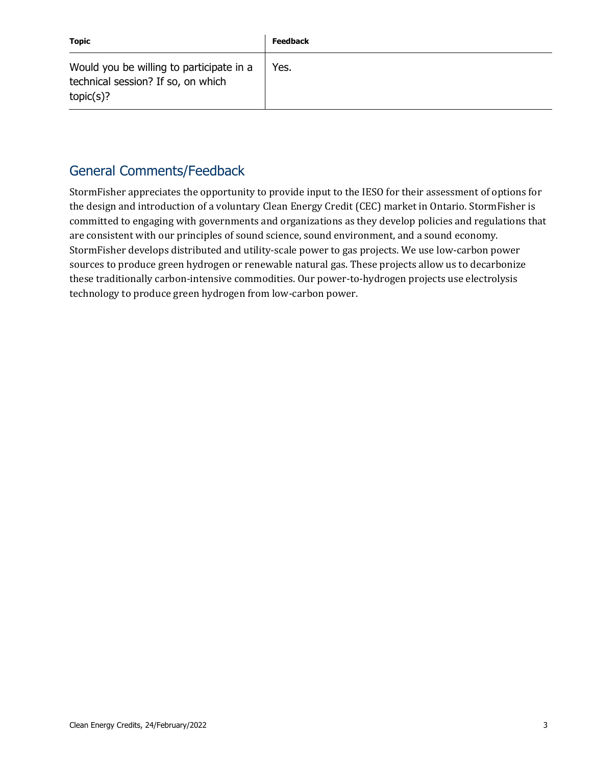| Topic | Feedback |
| --- | --- |
| Would you be willing to participate in a technical session? If so, on which topic(s)? | Yes. |

## General Comments/Feedback

StormFisher appreciates the opportunity to provide input to the IESO for their assessment of options for the design and introduction of a voluntary Clean Energy Credit (CEC) market in Ontario. StormFisher is committed to engaging with governments and organizations as they develop policies and regulations that are consistent with our principles of sound science, sound environment, and a sound economy. StormFisher develops distributed and utility-scale power to gas projects. We use low-carbon power sources to produce green hydrogen or renewable natural gas. These projects allow us to decarbonize these traditionally carbon-intensive commodities. Our power-to-hydrogen projects use electrolysis technology to produce green hydrogen from low-carbon power.